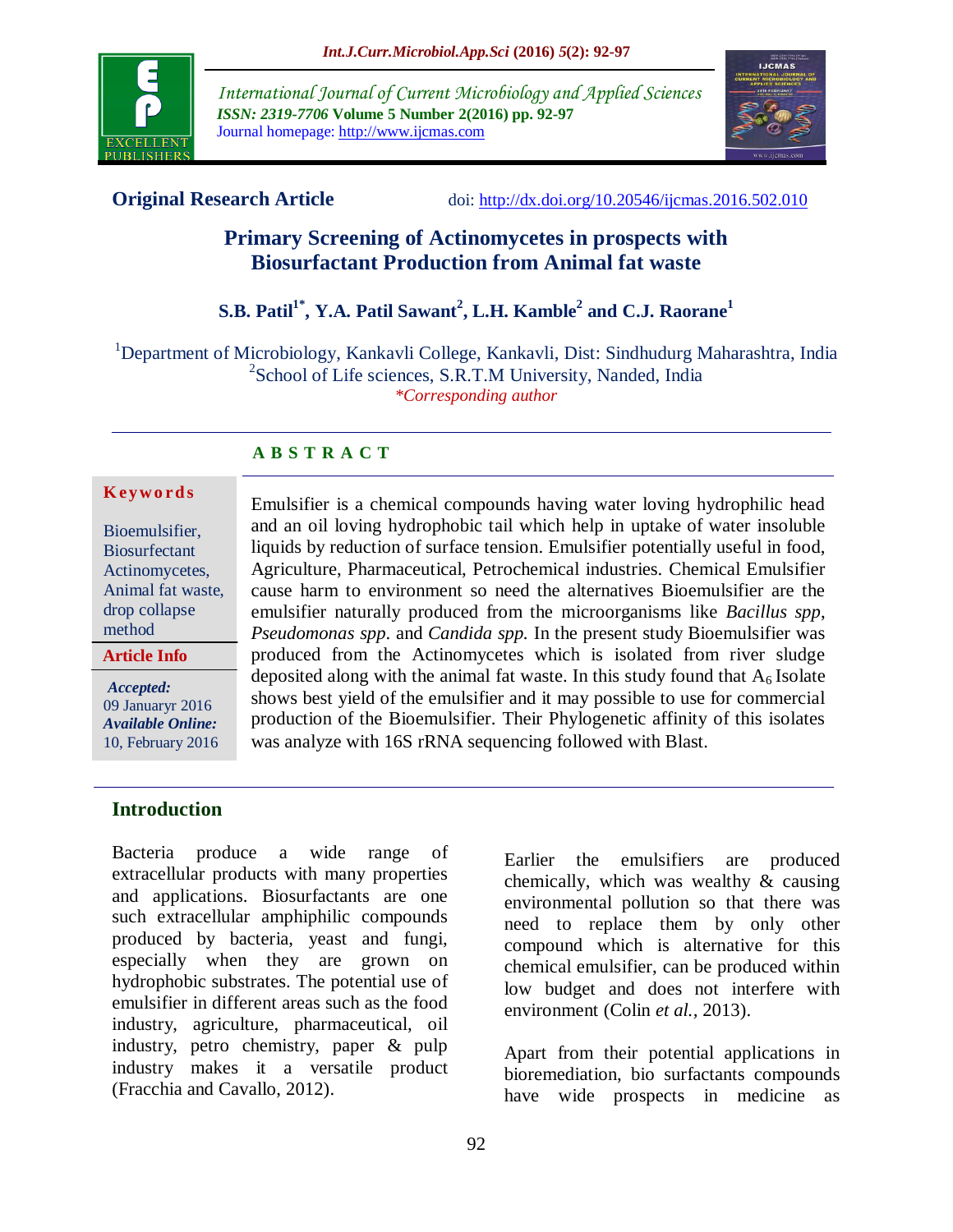**Original Research Article** doi: http://dx.doi.org/10.20546/ijcmas.2016.502.010

# Primary Screening of Actinomycetes in prospects with Biosurfactant Production from Animal fat waste

**S.B. Patil[1*], Y.A. Patil Sawant[2], L.H. Kamble[2] and C.J. Raorane[1]**

[1]Department of Microbiology, Kankavli College, Kankavli, Dist: Sindhudurg Maharashtra, India
[2]School of Life sciences, S.R.T.M University, Nanded, India
*Corresponding author

## ABSTRACT

**Keywords**

Bioemulsifier, Biosurfactant Actinomycetes, Animal fat waste, drop collapse method

**Article Info**

*Accepted:* 09 Januaryr 2016
*Available Online:* 10, February 2016

Emulsifier is a chemical compounds having water loving hydrophilic head and an oil loving hydrophobic tail which help in uptake of water insoluble liquids by reduction of surface tension. Emulsifier potentially useful in food, Agriculture, Pharmaceutical, Petrochemical industries. Chemical Emulsifier cause harm to environment so need the alternatives Bioemulsifier are the emulsifier naturally produced from the microorganisms like *Bacillus spp*, *Pseudomonas spp*. and *Candida spp.* In the present study Bioemulsifier was produced from the Actinomycetes which is isolated from river sludge deposited along with the animal fat waste. In this study found that $A_6$ Isolate shows best yield of the emulsifier and it may possible to use for commercial production of the Bioemulsifier. Their Phylogenetic affinity of this isolates was analyze with 16S rRNA sequencing followed with Blast.

## Introduction

Bacteria produce a wide range of extracellular products with many properties and applications. Biosurfactants are one such extracellular amphiphilic compounds produced by bacteria, yeast and fungi, especially when they are grown on hydrophobic substrates. The potential use of emulsifier in different areas such as the food industry, agriculture, pharmaceutical, oil industry, petro chemistry, paper & pulp industry makes it a versatile product (Fracchia and Cavallo, 2012).

Earlier the emulsifiers are produced chemically, which was wealthy & causing environmental pollution so that there was need to replace them by only other compound which is alternative for this chemical emulsifier, can be produced within low budget and does not interfere with environment (Colin *et al.*, 2013).

Apart from their potential applications in bioremediation, bio surfactants compounds have wide prospects in medicine as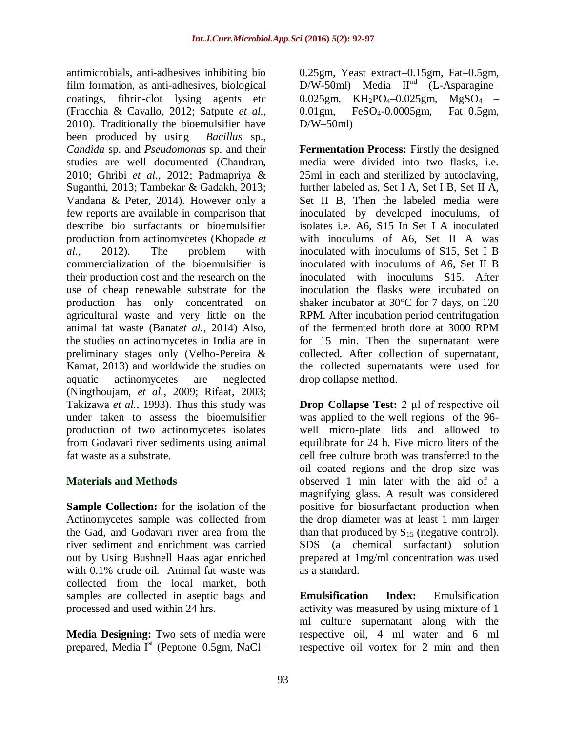antimicrobials, anti-adhesives inhibiting bio film formation, as anti-adhesives, biological coatings, fibrin-clot lysing agents etc (Fracchia & Cavallo, 2012; Satpute *et al.,* 2010). Traditionally the bioemulsifier have been produced by using *Bacillus* sp., *Candida* sp. and *Pseudomonas* sp. and their studies are well documented (Chandran, 2010; Ghribi *et al.,* 2012; Padmapriya & Suganthi, 2013; Tambekar & Gadakh, 2013; Vandana & Peter, 2014). However only a few reports are available in comparison that describe bio surfactants or bioemulsifier production from actinomycetes (Khopade *et al.,* 2012). The problem with commercialization of the bioemulsifier is their production cost and the research on the use of cheap renewable substrate for the production has only concentrated on agricultural waste and very little on the animal fat waste (Banat*et al.,* 2014) Also, the studies on actinomycetes in India are in preliminary stages only (Velho-Pereira & Kamat, 2013) and worldwide the studies on aquatic actinomycetes are neglected (Ningthoujam, *et al.,* 2009; Rifaat, 2003; Takizawa *et al.,* 1993). Thus this study was under taken to assess the bioemulsifier production of two actinomycetes isolates from Godavari river sediments using animal fat waste as a substrate.

## Materials and Methods

**Sample Collection:** for the isolation of the Actinomycetes sample was collected from the Gad, and Godavari river area from the river sediment and enrichment was carried out by Using Bushnell Haas agar enriched with 0.1% crude oil. Animal fat waste was collected from the local market, both samples are collected in aseptic bags and processed and used within 24 hrs.

**Media Designing:** Two sets of media were prepared, Media I[st] (Peptone–0.5gm, NaCl–0.25gm, Yeast extract–0.15gm, Fat–0.5gm, D/W-50ml) Media II[nd] (L-Asparagine–0.025gm, $KH_2PO_4$–0.025gm, $MgSO_4$ – 0.01gm, $FeSO_4$-0.0005gm, Fat–0.5gm, D/W–50ml)

**Fermentation Process:** Firstly the designed media were divided into two flasks, i.e. 25ml in each and sterilized by autoclaving, further labeled as, Set I A, Set I B, Set II A, Set II B, Then the labeled media were inoculated by developed inoculums, of isolates i.e. A6, S15 In Set I A inoculated with inoculums of A6, Set II A was inoculated with inoculums of S15, Set I B inoculated with inoculums of A6, Set II B inoculated with inoculums S15. After inoculation the flasks were incubated on shaker incubator at 30°C for 7 days, on 120 RPM. After incubation period centrifugation of the fermented broth done at 3000 RPM for 15 min. Then the supernatant were collected. After collection of supernatant, the collected supernatants were used for drop collapse method.

**Drop Collapse Test:** 2 µl of respective oil was applied to the well regions of the 96-well micro-plate lids and allowed to equilibrate for 24 h. Five micro liters of the cell free culture broth was transferred to the oil coated regions and the drop size was observed 1 min later with the aid of a magnifying glass. A result was considered positive for biosurfactant production when the drop diameter was at least 1 mm larger than that produced by $S_{15}$ (negative control). SDS (a chemical surfactant) solution prepared at 1mg/ml concentration was used as a standard.

**Emulsification Index:** Emulsification activity was measured by using mixture of 1 ml culture supernatant along with the respective oil, 4 ml water and 6 ml respective oil vortex for 2 min and then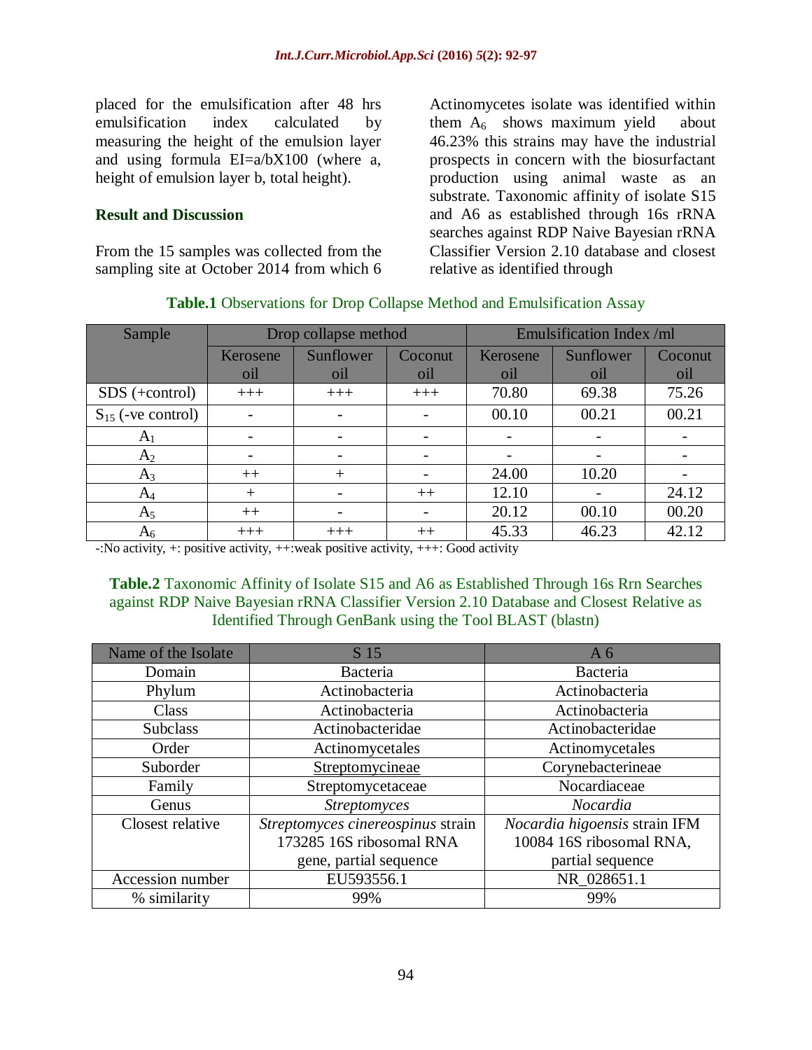placed for the emulsification after 48 hrs emulsification index calculated by measuring the height of the emulsion layer and using formula EI=a/bX100 (where a, height of emulsion layer b, total height).

## Result and Discussion

From the 15 samples was collected from the sampling site at October 2014 from which 6 Actinomycetes isolate was identified within them $A_6$ shows maximum yield about 46.23% this strains may have the industrial prospects in concern with the biosurfactant production using animal waste as an substrate. Taxonomic affinity of isolate S15 and A6 as established through 16s rRNA searches against RDP Naive Bayesian rRNA Classifier Version 2.10 database and closest relative as identified through

**Table.1** Observations for Drop Collapse Method and Emulsification Assay

| Sample | Drop collapse method | | | Emulsification Index /ml | | |
|---|---|---|---|---|---|---|
| | Kerosene oil | Sunflower oil | Coconut oil | Kerosene oil | Sunflower oil | Coconut oil |
| SDS (+control) | +++ | +++ | +++ | 70.80 | 69.38 | 75.26 |
| $S_{15}$ (-ve control) | - | - | - | 00.10 | 00.21 | 00.21 |
| $A_1$ | - | - | - | - | - | - |
| $A_2$ | - | - | - | - | - | - |
| $A_3$ | ++ | + | - | 24.00 | 10.20 | - |
| $A_4$ | + | - | ++ | 12.10 | - | 24.12 |
| $A_5$ | ++ | - | - | 20.12 | 00.10 | 00.20 |
| $A_6$ | +++ | +++ | ++ | 45.33 | 46.23 | 42.12 |

-:No activity, +: positive activity, ++:weak positive activity, +++: Good activity

**Table.2** Taxonomic Affinity of Isolate S15 and A6 as Established Through 16s Rrn Searches against RDP Naive Bayesian rRNA Classifier Version 2.10 Database and Closest Relative as Identified Through GenBank using the Tool BLAST (blastn)

| Name of the Isolate | S 15 | A 6 |
|---|---|---|
| Domain | Bacteria | Bacteria |
| Phylum | Actinobacteria | Actinobacteria |
| Class | Actinobacteria | Actinobacteria |
| Subclass | Actinobacteridae | Actinobacteridae |
| Order | Actinomycetales | Actinomycetales |
| Suborder | Streptomycineae | Corynebacterineae |
| Family | Streptomycetaceae | Nocardiaceae |
| Genus | *Streptomyces* | *Nocardia* |
| Closest relative | *Streptomyces cinereospinus* strain 173285 16S ribosomal RNA gene, partial sequence | *Nocardia higoensis* strain IFM 10084 16S ribosomal RNA, partial sequence |
| Accession number | EU593556.1 | NR_028651.1 |
| % similarity | 99% | 99% |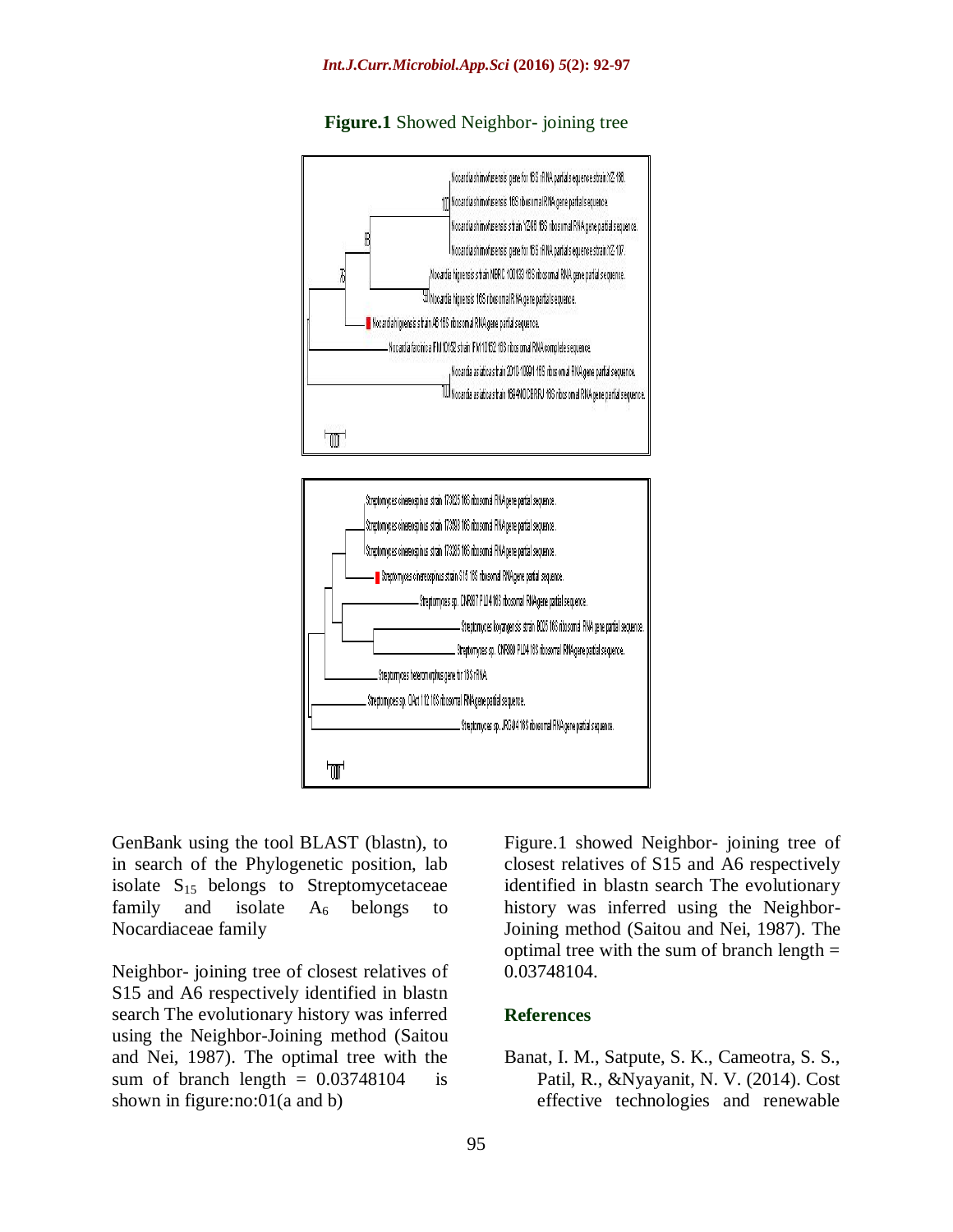**Figure.1** Showed Neighbor- joining tree

GenBank using the tool BLAST (blastn), to in search of the Phylogenetic position, lab isolate $S_{15}$ belongs to Streptomycetaceae family and isolate $A_6$ belongs to Nocardiaceae family

Neighbor- joining tree of closest relatives of S15 and A6 respectively identified in blastn search The evolutionary history was inferred using the Neighbor-Joining method (Saitou and Nei, 1987). The optimal tree with the sum of branch length = 0.03748104 is shown in figure:no:01(a and b)

Figure.1 showed Neighbor- joining tree of closest relatives of S15 and A6 respectively identified in blastn search The evolutionary history was inferred using the Neighbor-Joining method (Saitou and Nei, 1987). The optimal tree with the sum of branch length = 0.03748104.

## References

Banat, I. M., Satpute, S. K., Cameotra, S. S., Patil, R., &Nyayanit, N. V. (2014). Cost effective technologies and renewable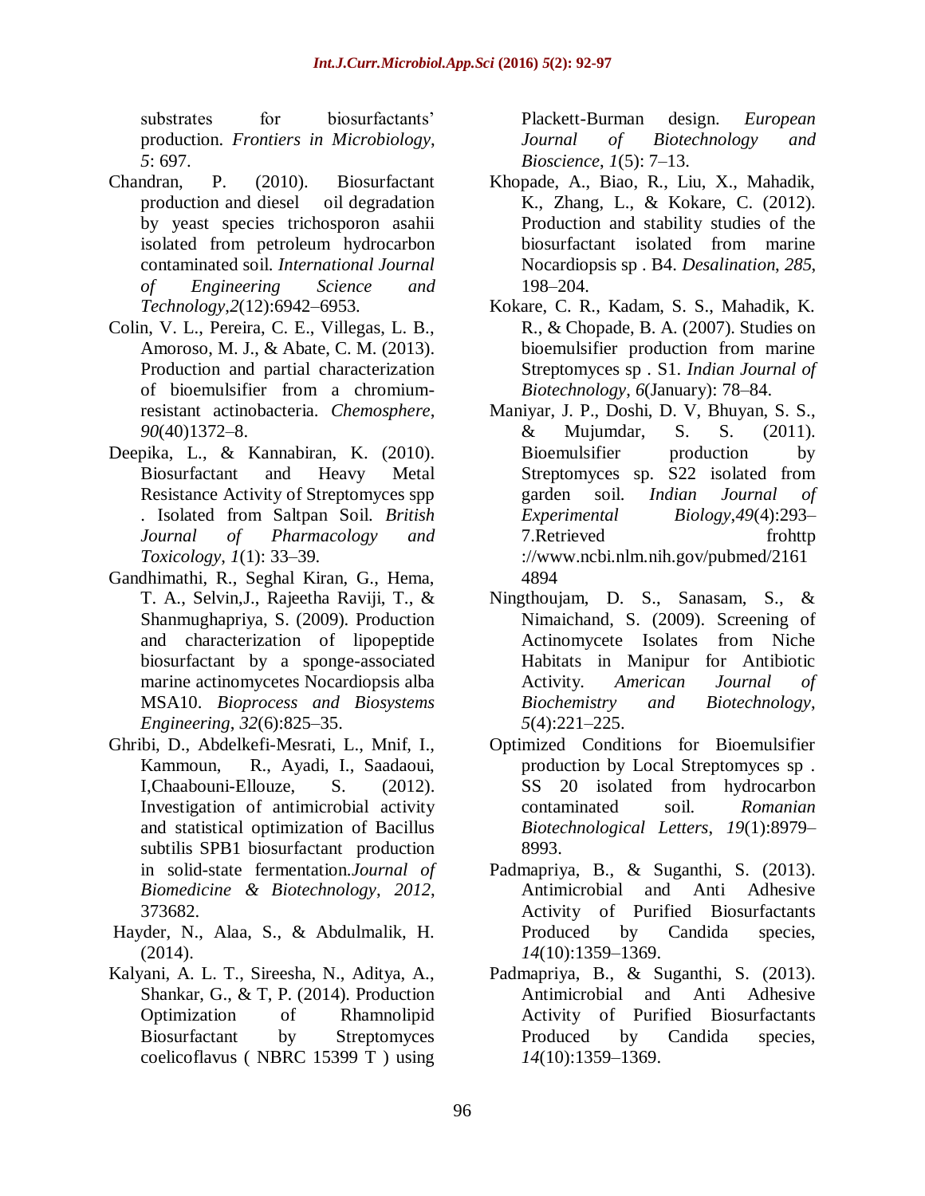substrates for biosurfactants' production. *Frontiers in Microbiology*, *5*: 697.

Chandran, P. (2010). Biosurfactant production and diesel oil degradation by yeast species trichosporon asahii isolated from petroleum hydrocarbon contaminated soil. *International Journal of Engineering Science and Technology*,*2*(12):6942–6953.

Colin, V. L., Pereira, C. E., Villegas, L. B., Amoroso, M. J., & Abate, C. M. (2013). Production and partial characterization of bioemulsifier from a chromium-resistant actinobacteria. *Chemosphere*, *90*(40)1372–8.

Deepika, L., & Kannabiran, K. (2010). Biosurfactant and Heavy Metal Resistance Activity of Streptomyces spp . Isolated from Saltpan Soil. *British Journal of Pharmacology and Toxicology*, *1*(1): 33–39.

Gandhimathi, R., Seghal Kiran, G., Hema, T. A., Selvin,J., Rajeetha Raviji, T., & Shanmughapriya, S. (2009). Production and characterization of lipopeptide biosurfactant by a sponge-associated marine actinomycetes Nocardiopsis alba MSA10. *Bioprocess and Biosystems Engineering*, *32*(6):825–35.

Ghribi, D., Abdelkefi-Mesrati, L., Mnif, I., Kammoun, R., Ayadi, I., Saadaoui, I,Chaabouni-Ellouze, S. (2012). Investigation of antimicrobial activity and statistical optimization of Bacillus subtilis SPB1 biosurfactant production in solid-state fermentation.*Journal of Biomedicine & Biotechnology*, *2012*, 373682.

Hayder, N., Alaa, S., & Abdulmalik, H. (2014).

Kalyani, A. L. T., Sireesha, N., Aditya, A., Shankar, G., & T, P. (2014). Production Optimization of Rhamnolipid Biosurfactant by Streptomyces coelicoflavus ( NBRC 15399 T ) using Plackett-Burman design. *European Journal of Biotechnology and Bioscience*, *1*(5): 7–13.

Khopade, A., Biao, R., Liu, X., Mahadik, K., Zhang, L., & Kokare, C. (2012). Production and stability studies of the biosurfactant isolated from marine Nocardiopsis sp . B4. *Desalination*, *285*, 198–204.

Kokare, C. R., Kadam, S. S., Mahadik, K. R., & Chopade, B. A. (2007). Studies on bioemulsifier production from marine Streptomyces sp . S1. *Indian Journal of Biotechnology*, *6*(January): 78–84.

Maniyar, J. P., Doshi, D. V, Bhuyan, S. S., & Mujumdar, S. S. (2011). Bioemulsifier production by Streptomyces sp. S22 isolated from garden soil. *Indian Journal of Experimental Biology*,*49*(4):293–7.Retrieved frohttp ://www.ncbi.nlm.nih.gov/pubmed/21614894

Ningthoujam, D. S., Sanasam, S., & Nimaichand, S. (2009). Screening of Actinomycete Isolates from Niche Habitats in Manipur for Antibiotic Activity. *American Journal of Biochemistry and Biotechnology*, *5*(4):221–225.

Optimized Conditions for Bioemulsifier production by Local Streptomyces sp . SS 20 isolated from hydrocarbon contaminated soil. *Romanian Biotechnological Letters*, *19*(1):8979–8993.

Padmapriya, B., & Suganthi, S. (2013). Antimicrobial and Anti Adhesive Activity of Purified Biosurfactants Produced by Candida species, *14*(10):1359–1369.

Padmapriya, B., & Suganthi, S. (2013). Antimicrobial and Anti Adhesive Activity of Purified Biosurfactants Produced by Candida species, *14*(10):1359–1369.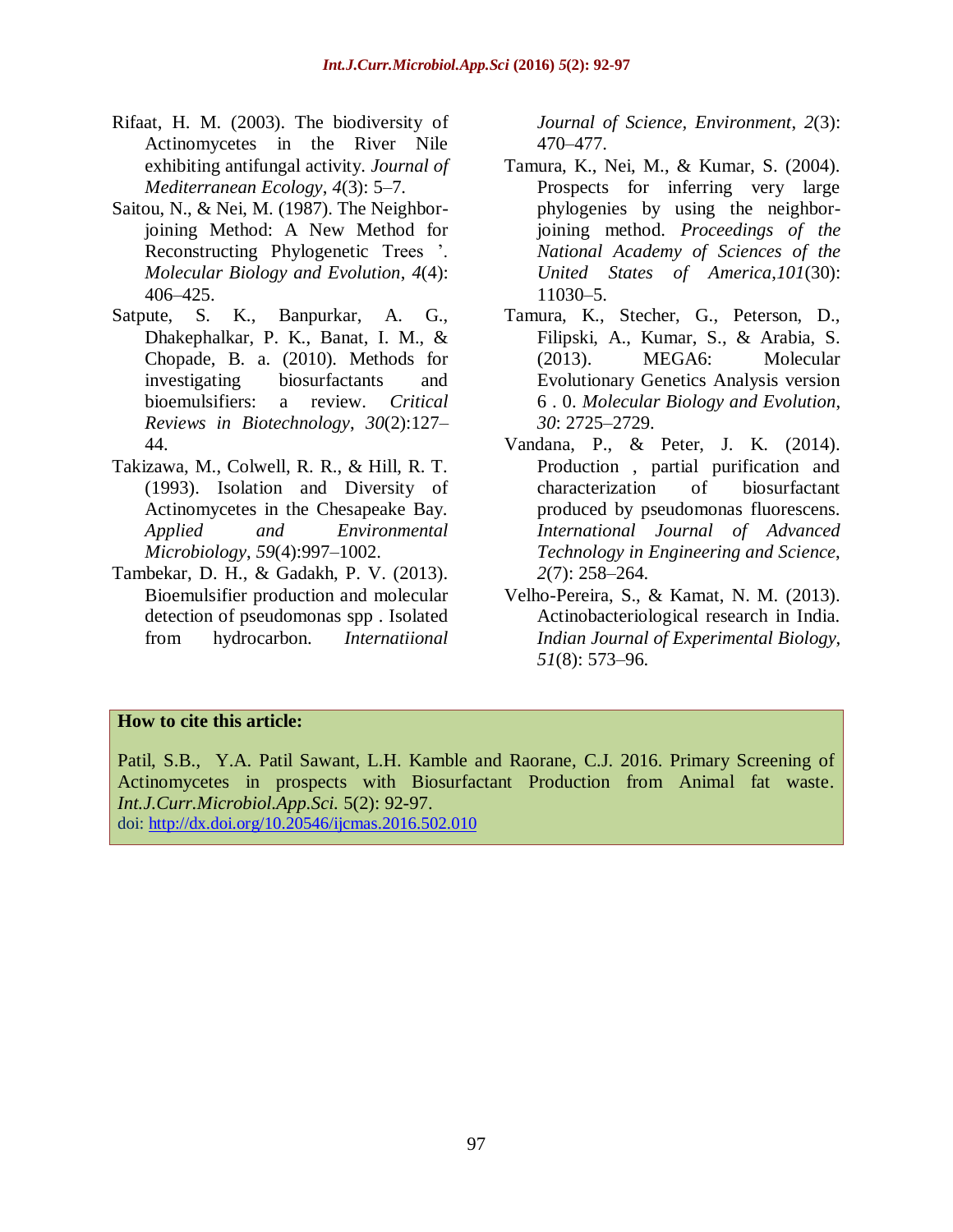Rifaat, H. M. (2003). The biodiversity of Actinomycetes in the River Nile exhibiting antifungal activity. *Journal of Mediterranean Ecology*, *4*(3): 5–7.

Saitou, N., & Nei, M. (1987). The Neighbor-joining Method: A New Method for Reconstructing Phylogenetic Trees '. *Molecular Biology and Evolution*, *4*(4): 406–425.

Satpute, S. K., Banpurkar, A. G., Dhakephalkar, P. K., Banat, I. M., & Chopade, B. a. (2010). Methods for investigating biosurfactants and bioemulsifiers: a review. *Critical Reviews in Biotechnology*, *30*(2):127–44.

Takizawa, M., Colwell, R. R., & Hill, R. T. (1993). Isolation and Diversity of Actinomycetes in the Chesapeake Bay. *Applied and Environmental Microbiology*, *59*(4):997–1002.

Tambekar, D. H., & Gadakh, P. V. (2013). Bioemulsifier production and molecular detection of pseudomonas spp . Isolated from hydrocarbon. *Internatiional Journal of Science, Environment*, *2*(3): 470–477.

Tamura, K., Nei, M., & Kumar, S. (2004). Prospects for inferring very large phylogenies by using the neighbor-joining method. *Proceedings of the National Academy of Sciences of the United States of America*,*101*(30): 11030–5.

Tamura, K., Stecher, G., Peterson, D., Filipski, A., Kumar, S., & Arabia, S. (2013). MEGA6: Molecular Evolutionary Genetics Analysis version 6 . 0. *Molecular Biology and Evolution*, *30*: 2725–2729.

Vandana, P., & Peter, J. K. (2014). Production , partial purification and characterization of biosurfactant produced by pseudomonas fluorescens. *International Journal of Advanced Technology in Engineering and Science*, *2*(7): 258–264.

Velho-Pereira, S., & Kamat, N. M. (2013). Actinobacteriological research in India. *Indian Journal of Experimental Biology*, *51*(8): 573–96.

**How to cite this article:**

Patil, S.B., Y.A. Patil Sawant, L.H. Kamble and Raorane, C.J. 2016. Primary Screening of Actinomycetes in prospects with Biosurfactant Production from Animal fat waste. *Int.J.Curr.Microbiol.App.Sci.* 5(2): 92-97.
doi: http://dx.doi.org/10.20546/ijcmas.2016.502.010